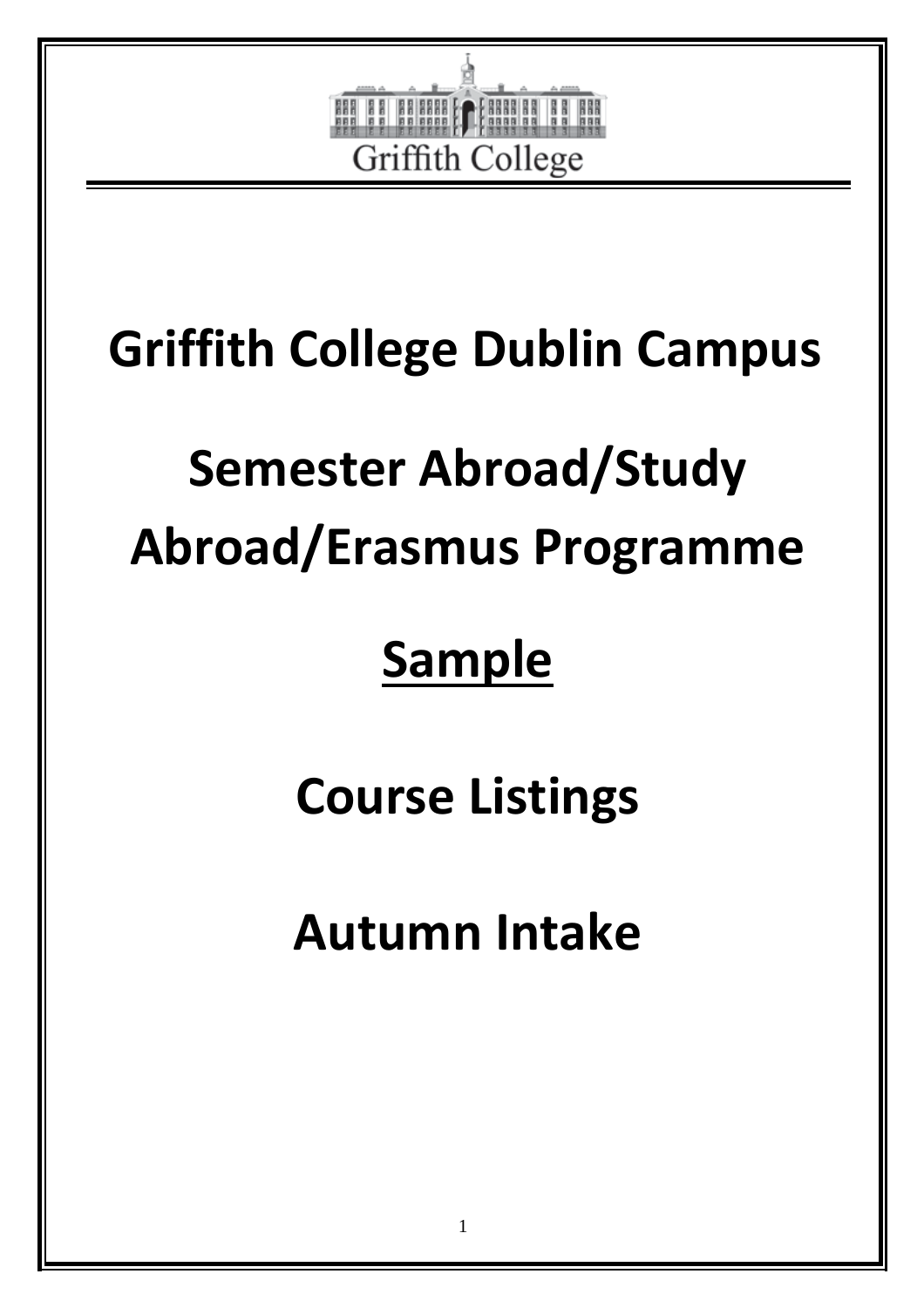Griffith College

# Griffith College Dublin Campus

# Semester Abroad/Study Abroad/Erasmus Programme

# <u>Sample</u>

# Course Listings

# Autumn Intake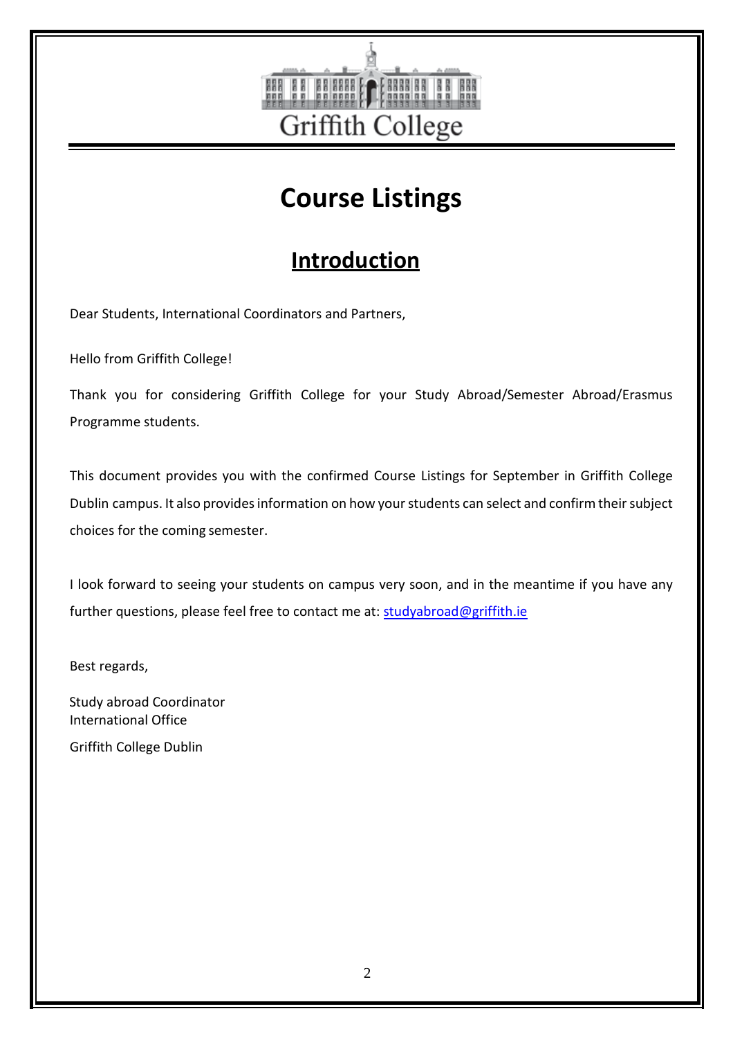Griffith College

# Course Listings

## Introduction

Dear Students, International Coordinators and Partners,

Hello from Griffith College!

Thank you for considering Griffith College for your Study Abroad/Semester Abroad/Erasmus Programme students.

This document provides you with the confirmed Course Listings for September in Griffith College Dublin campus. It also provides information on how your students can select and confirm their subject choices for the coming semester.

I look forward to seeing your students on campus very soon, and in the meantime if you have any further questions, please feel free to contact me at: studyabroad@griffith.ie

Best regards,

Study abroad Coordinator
International Office
Griffith College Dublin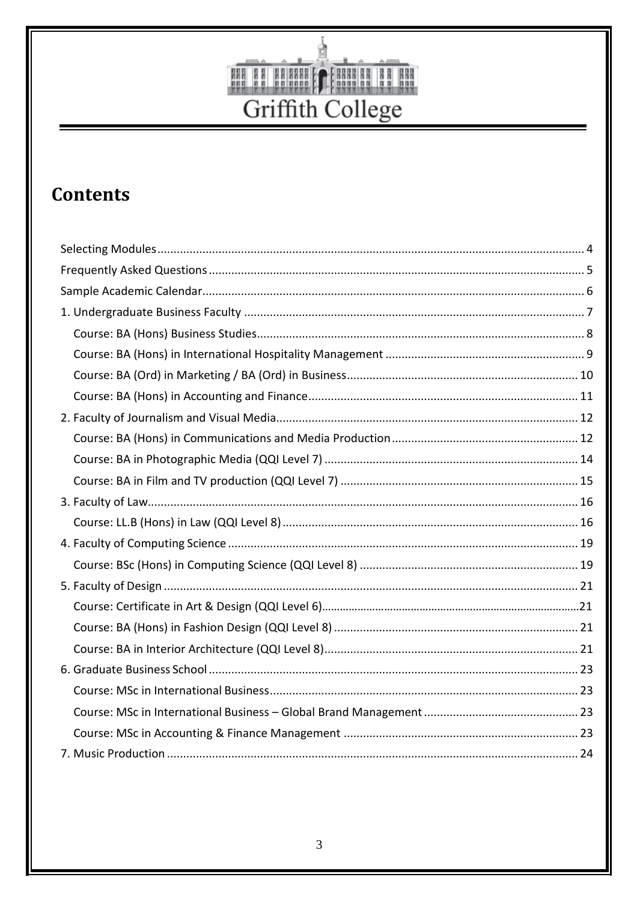Griffith College

# Contents

- Selecting Modules ..... 4
- Frequently Asked Questions ..... 5
- Sample Academic Calendar ..... 6
- 1. Undergraduate Business Faculty ..... 7
  - Course: BA (Hons) Business Studies ..... 8
  - Course: BA (Hons) in International Hospitality Management ..... 9
  - Course: BA (Ord) in Marketing / BA (Ord) in Business ..... 10
  - Course: BA (Hons) in Accounting and Finance ..... 11
- 2. Faculty of Journalism and Visual Media ..... 12
  - Course: BA (Hons) in Communications and Media Production ..... 12
  - Course: BA in Photographic Media (QQI Level 7) ..... 14
  - Course: BA in Film and TV production (QQI Level 7) ..... 15
- 3. Faculty of Law ..... 16
  - Course: LL.B (Hons) in Law (QQI Level 8) ..... 16
- 4. Faculty of Computing Science ..... 19
  - Course: BSc (Hons) in Computing Science (QQI Level 8) ..... 19
- 5. Faculty of Design ..... 21
  - Course: Certificate in Art & Design (QQI Level 6) ..... 21
  - Course: BA (Hons) in Fashion Design (QQI Level 8) ..... 21
  - Course: BA in Interior Architecture (QQI Level 8) ..... 21
- 6. Graduate Business School ..... 23
  - Course: MSc in International Business ..... 23
  - Course: MSc in International Business – Global Brand Management ..... 23
  - Course: MSc in Accounting & Finance Management ..... 23
- 7. Music Production ..... 24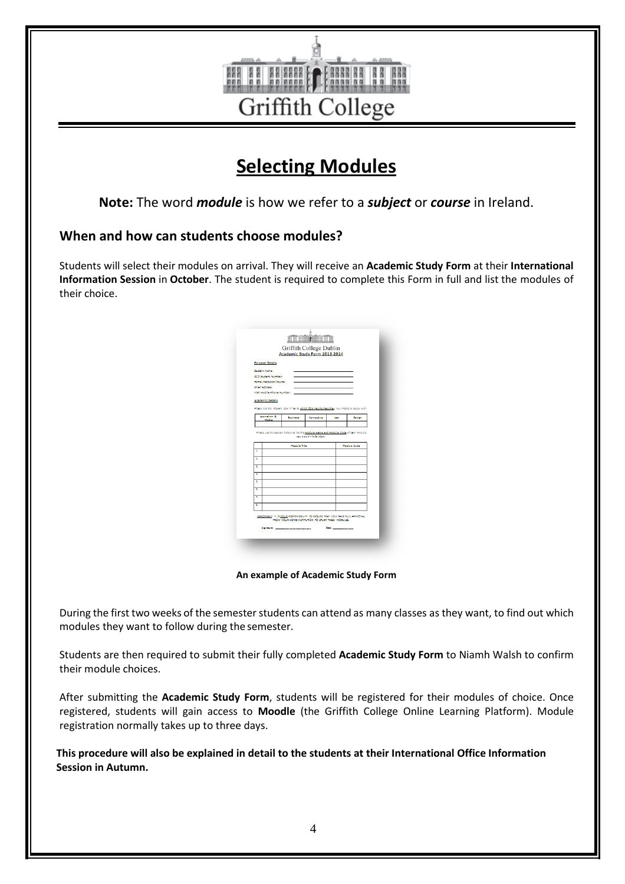# Selecting Modules

**Note:** The word ***module*** is how we refer to a ***subject*** or ***course*** in Ireland.

## When and how can students choose modules?

Students will select their modules on arrival. They will receive an **Academic Study Form** at their **International Information Session** in **October**. The student is required to complete this Form in full and list the modules of their choice.

**An example of Academic Study Form**

During the first two weeks of the semester students can attend as many classes as they want, to find out which modules they want to follow during the semester.

Students are then required to submit their fully completed **Academic Study Form** to Niamh Walsh to confirm their module choices.

After submitting the **Academic Study Form**, students will be registered for their modules of choice. Once registered, students will gain access to **Moodle** (the Griffith College Online Learning Platform). Module registration normally takes up to three days.

**This procedure will also be explained in detail to the students at their International Office Information Session in Autumn.**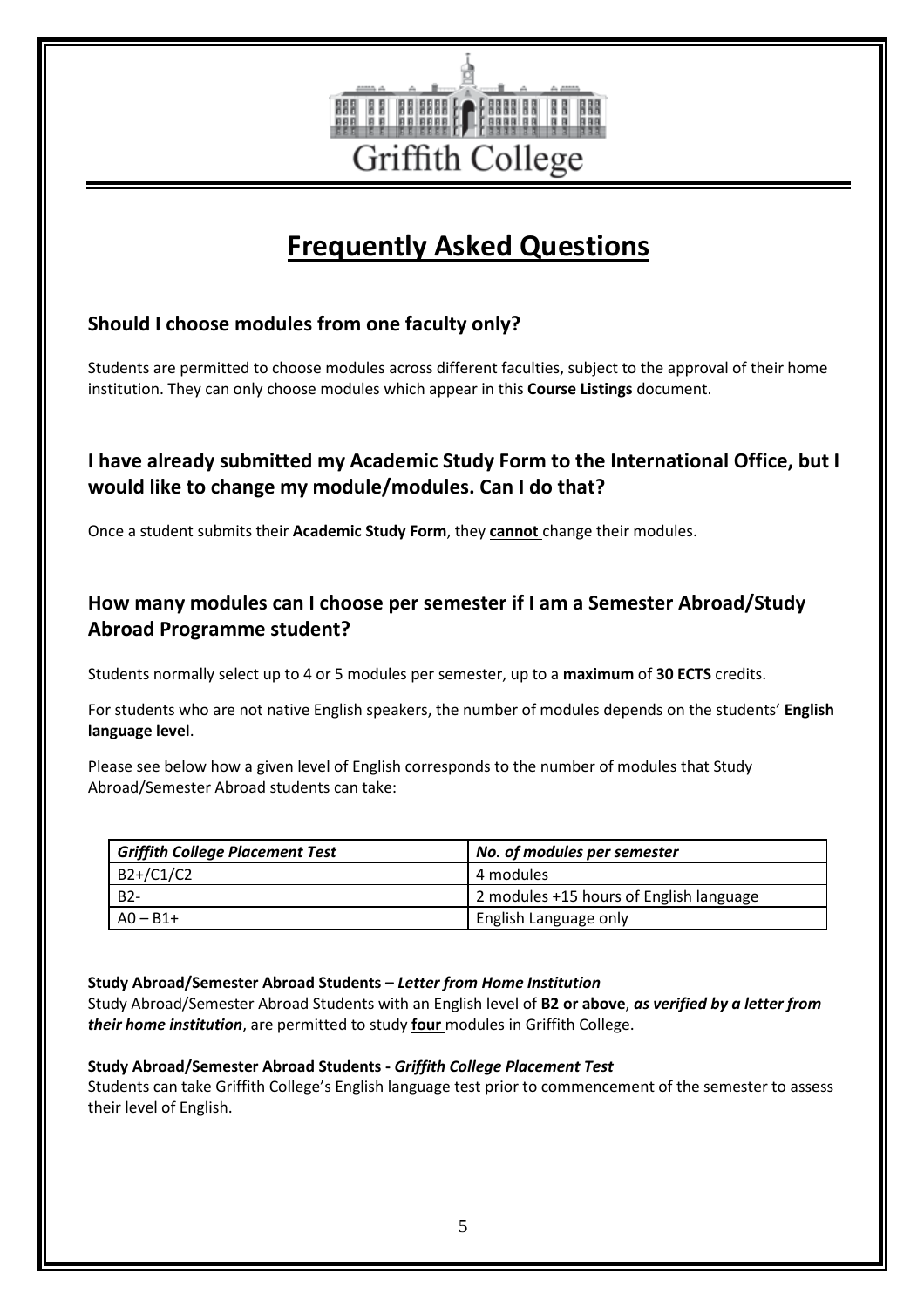Griffith College

# Frequently Asked Questions

## Should I choose modules from one faculty only?

Students are permitted to choose modules across different faculties, subject to the approval of their home institution. They can only choose modules which appear in this **Course Listings** document.

## I have already submitted my Academic Study Form to the International Office, but I would like to change my module/modules. Can I do that?

Once a student submits their **Academic Study Form**, they **cannot** change their modules.

## How many modules can I choose per semester if I am a Semester Abroad/Study Abroad Programme student?

Students normally select up to 4 or 5 modules per semester, up to a **maximum** of **30 ECTS** credits.

For students who are not native English speakers, the number of modules depends on the students' **English language level**.

Please see below how a given level of English corresponds to the number of modules that Study Abroad/Semester Abroad students can take:

| *Griffith College Placement Test* | *No. of modules per semester* |
|---|---|
| B2+/C1/C2 | 4 modules |
| B2- | 2 modules +15 hours of English language |
| A0 – B1+ | English Language only |

**Study Abroad/Semester Abroad Students –** ***Letter from Home Institution***

Study Abroad/Semester Abroad Students with an English level of **B2 or above**, ***as verified by a letter from their home institution***, are permitted to study **four** modules in Griffith College.

**Study Abroad/Semester Abroad Students -** ***Griffith College Placement Test***

Students can take Griffith College's English language test prior to commencement of the semester to assess their level of English.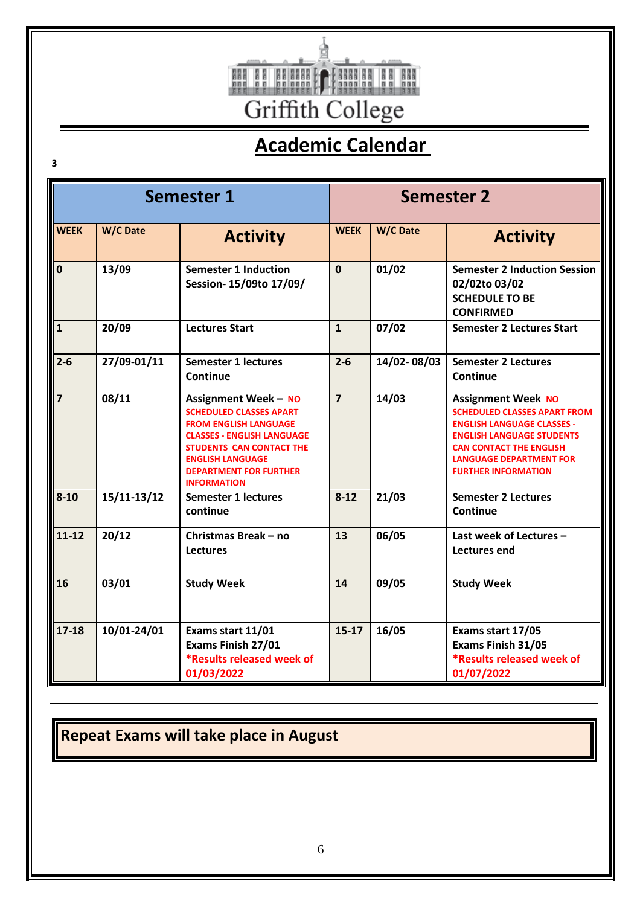Griffith College

# Academic Calendar

3

| Semester 1 | | | Semester 2 | | |
|---|---|---|---|---|---|
| **WEEK** | **W/C Date** | **Activity** | **WEEK** | **W/C Date** | **Activity** |
| **0** | **13/09** | **Semester 1 Induction Session- 15/09to 17/09/** | **0** | **01/02** | **Semester 2 Induction Session 02/02to 03/02 SCHEDULE TO BE CONFIRMED** |
| **1** | **20/09** | **Lectures Start** | **1** | **07/02** | **Semester 2 Lectures Start** |
| **2-6** | **27/09-01/11** | **Semester 1 lectures Continue** | **2-6** | **14/02- 08/03** | **Semester 2 Lectures Continue** |
| **7** | **08/11** | **Assignment Week – NO SCHEDULED CLASSES APART FROM ENGLISH LANGUAGE CLASSES - ENGLISH LANGUAGE STUDENTS CAN CONTACT THE ENGLISH LANGUAGE DEPARTMENT FOR FURTHER INFORMATION** | **7** | **14/03** | **Assignment Week NO SCHEDULED CLASSES APART FROM ENGLISH LANGUAGE CLASSES - ENGLISH LANGUAGE STUDENTS CAN CONTACT THE ENGLISH LANGUAGE DEPARTMENT FOR FURTHER INFORMATION** |
| **8-10** | **15/11-13/12** | **Semester 1 lectures continue** | **8-12** | **21/03** | **Semester 2 Lectures Continue** |
| **11-12** | **20/12** | **Christmas Break – no Lectures** | **13** | **06/05** | **Last week of Lectures – Lectures end** |
| **16** | **03/01** | **Study Week** | **14** | **09/05** | **Study Week** |
| **17-18** | **10/01-24/01** | **Exams start 11/01 Exams Finish 27/01 *Results released week of 01/03/2022** | **15-17** | **16/05** | **Exams start 17/05 Exams Finish 31/05 *Results released week of 01/07/2022** |

**Repeat Exams will take place in August**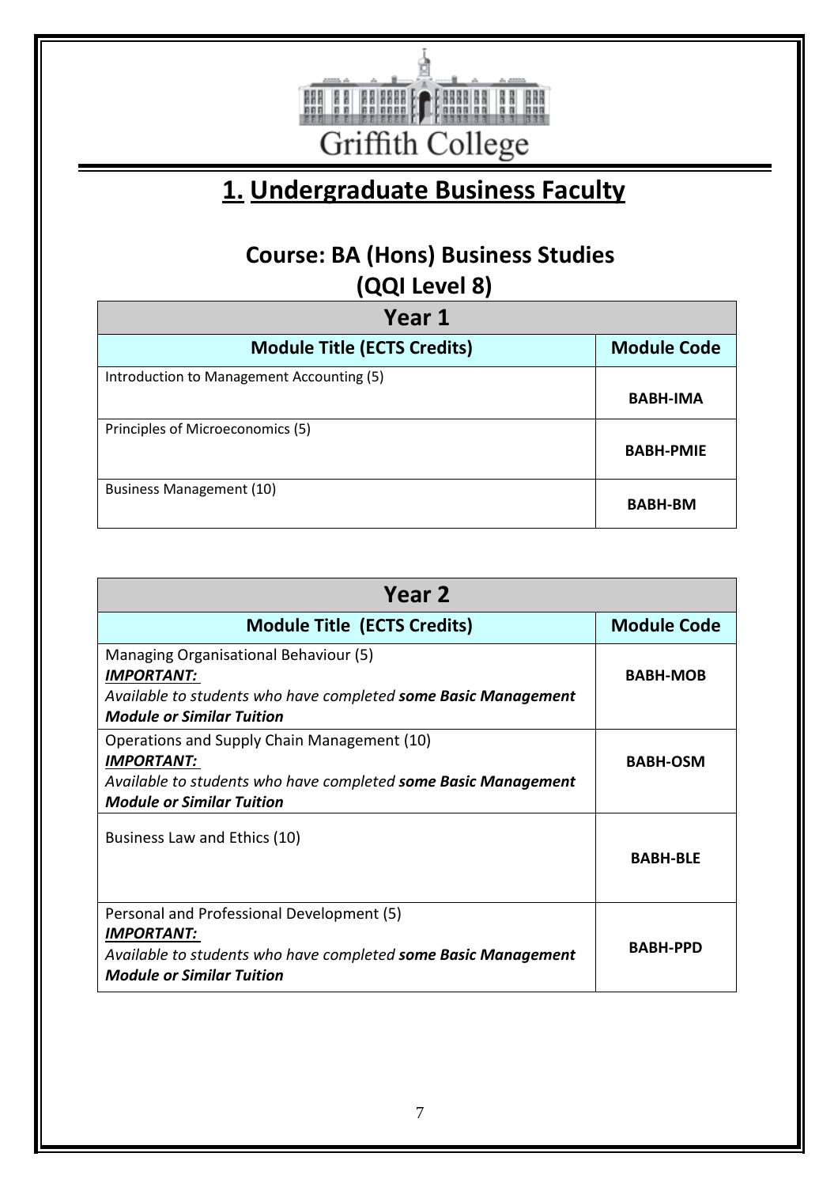Griffith College

# 1. Undergraduate Business Faculty

## Course: BA (Hons) Business Studies (QQI Level 8)

| **Year 1** | |
|---|---|
| **Module Title (ECTS Credits)** | **Module Code** |
| Introduction to Management Accounting (5) | **BABH-IMA** |
| Principles of Microeconomics (5) | **BABH-PMIE** |
| Business Management (10) | **BABH-BM** |

| **Year 2** | |
|---|---|
| **Module Title (ECTS Credits)** | **Module Code** |
| Managing Organisational Behaviour (5)<br>***IMPORTANT:***<br>*Available to students who have completed* ***some Basic Management Module or Similar Tuition*** | **BABH-MOB** |
| Operations and Supply Chain Management (10)<br>***IMPORTANT:***<br>*Available to students who have completed* ***some Basic Management Module or Similar Tuition*** | **BABH-OSM** |
| Business Law and Ethics (10) | **BABH-BLE** |
| Personal and Professional Development (5)<br>***IMPORTANT:***<br>*Available to students who have completed* ***some Basic Management Module or Similar Tuition*** | **BABH-PPD** |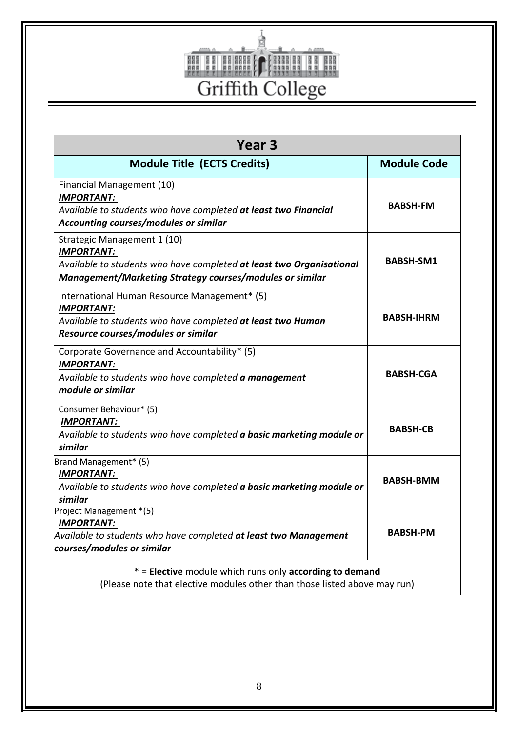# Griffith College

| Year 3 | |
|---|---|
| **Module Title (ECTS Credits)** | **Module Code** |
| Financial Management (10)<br>***IMPORTANT:***<br>*Available to students who have completed* ***at least two Financial Accounting courses/modules or similar*** | **BABSH-FM** |
| Strategic Management 1 (10)<br>***IMPORTANT:***<br>*Available to students who have completed* ***at least two Organisational Management/Marketing Strategy courses/modules or similar*** | **BABSH-SM1** |
| International Human Resource Management* (5)<br>***IMPORTANT:***<br>*Available to students who have completed* ***at least two Human Resource courses/modules or similar*** | **BABSH-IHRM** |
| Corporate Governance and Accountability* (5)<br>***IMPORTANT:***<br>*Available to students who have completed* ***a management module or similar*** | **BABSH-CGA** |
| Consumer Behaviour* (5)<br>***IMPORTANT:***<br>*Available to students who have completed* ***a basic marketing module or similar*** | **BABSH-CB** |
| Brand Management* (5)<br>***IMPORTANT:***<br>*Available to students who have completed* ***a basic marketing module or similar*** | **BABSH-BMM** |
| Project Management *(5)<br>***IMPORTANT:***<br>*Available to students who have completed* ***at least two Management courses/modules or similar*** | **BABSH-PM** |

**\*** = **Elective** module which runs only **according to demand**
(Please note that elective modules other than those listed above may run)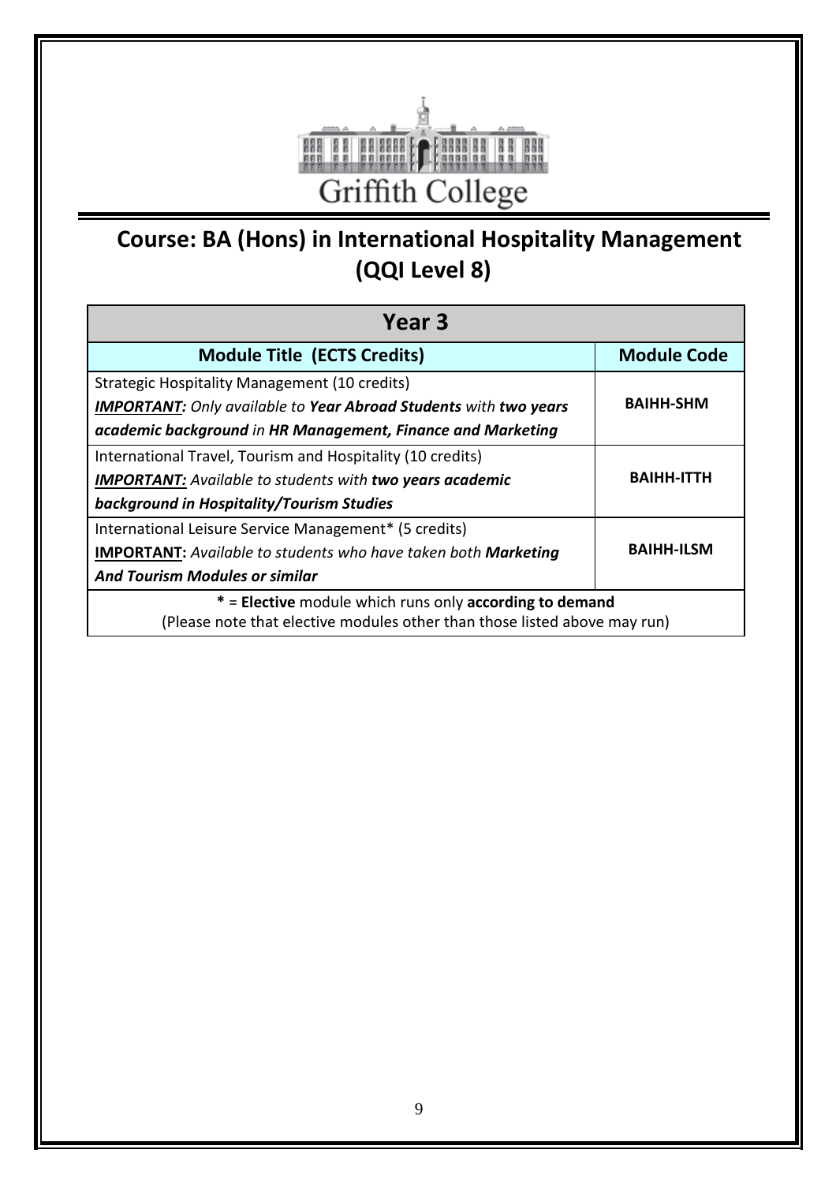Griffith College

# Course: BA (Hons) in International Hospitality Management (QQI Level 8)

| Year 3 | |
|---|---|
| **Module Title (ECTS Credits)** | **Module Code** |
| Strategic Hospitality Management (10 credits)<br>***IMPORTANT:*** *Only available to* ***Year Abroad Students*** *with* ***two years academic background*** *in* ***HR Management, Finance and Marketing*** | **BAIHH-SHM** |
| International Travel, Tourism and Hospitality (10 credits)<br>***IMPORTANT:*** *Available to students with* ***two years academic background in Hospitality/Tourism Studies*** | **BAIHH-ITTH** |
| International Leisure Service Management* (5 credits)<br>**IMPORTANT:** *Available to students who have taken both* ***Marketing And Tourism Modules or similar*** | **BAIHH-ILSM** |
| **\*** = **Elective** module which runs only **according to demand**<br>(Please note that elective modules other than those listed above may run) | |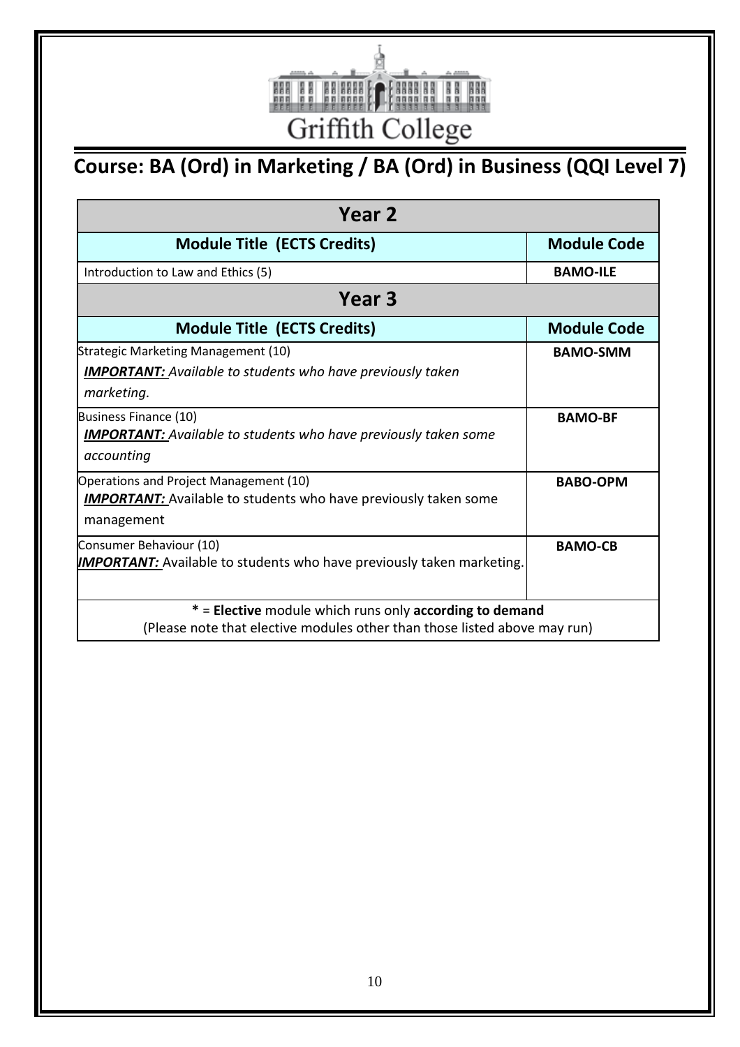Griffith College

## Course: BA (Ord) in Marketing / BA (Ord) in Business (QQI Level 7)

| Year 2 | |
|---|---|
| **Module Title (ECTS Credits)** | **Module Code** |
| Introduction to Law and Ethics (5) | **BAMO-ILE** |
| **Year 3** | |
| **Module Title (ECTS Credits)** | **Module Code** |
| Strategic Marketing Management (10) <br> ***IMPORTANT:*** *Available to students who have previously taken marketing.* | **BAMO-SMM** |
| Business Finance (10) <br> ***IMPORTANT:*** *Available to students who have previously taken some accounting* | **BAMO-BF** |
| Operations and Project Management (10) <br> ***IMPORTANT:*** Available to students who have previously taken some management | **BABO-OPM** |
| Consumer Behaviour (10) <br> ***IMPORTANT:*** Available to students who have previously taken marketing. | **BAMO-CB** |
| **\*** = **Elective** module which runs only **according to demand** <br> (Please note that elective modules other than those listed above may run) | |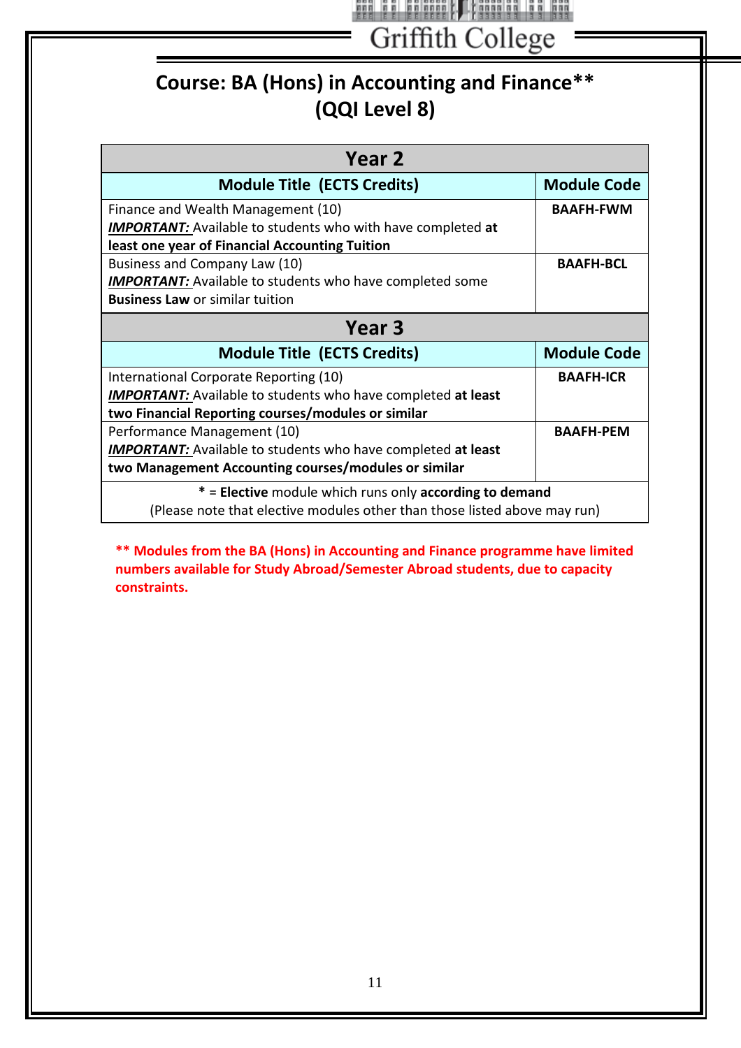# Course: BA (Hons) in Accounting and Finance**
# (QQI Level 8)

| Year 2 | |
|---|---|
| **Module Title (ECTS Credits)** | **Module Code** |
| Finance and Wealth Management (10)<br>***IMPORTANT:*** Available to students who with have completed **at least one year of Financial Accounting Tuition** | **BAAFH-FWM** |
| Business and Company Law (10)<br>***IMPORTANT:*** Available to students who have completed some **Business Law** or similar tuition | **BAAFH-BCL** |
| **Year 3** | |
| **Module Title (ECTS Credits)** | **Module Code** |
| International Corporate Reporting (10)<br>***IMPORTANT:*** Available to students who have completed **at least two Financial Reporting courses/modules or similar** | **BAAFH-ICR** |
| Performance Management (10)<br>***IMPORTANT:*** Available to students who have completed **at least two Management Accounting courses/modules or similar** | **BAAFH-PEM** |
| **\*** = **Elective** module which runs only **according to demand**<br>(Please note that elective modules other than those listed above may run) | |

**** Modules from the BA (Hons) in Accounting and Finance programme have limited numbers available for Study Abroad/Semester Abroad students, due to capacity constraints.**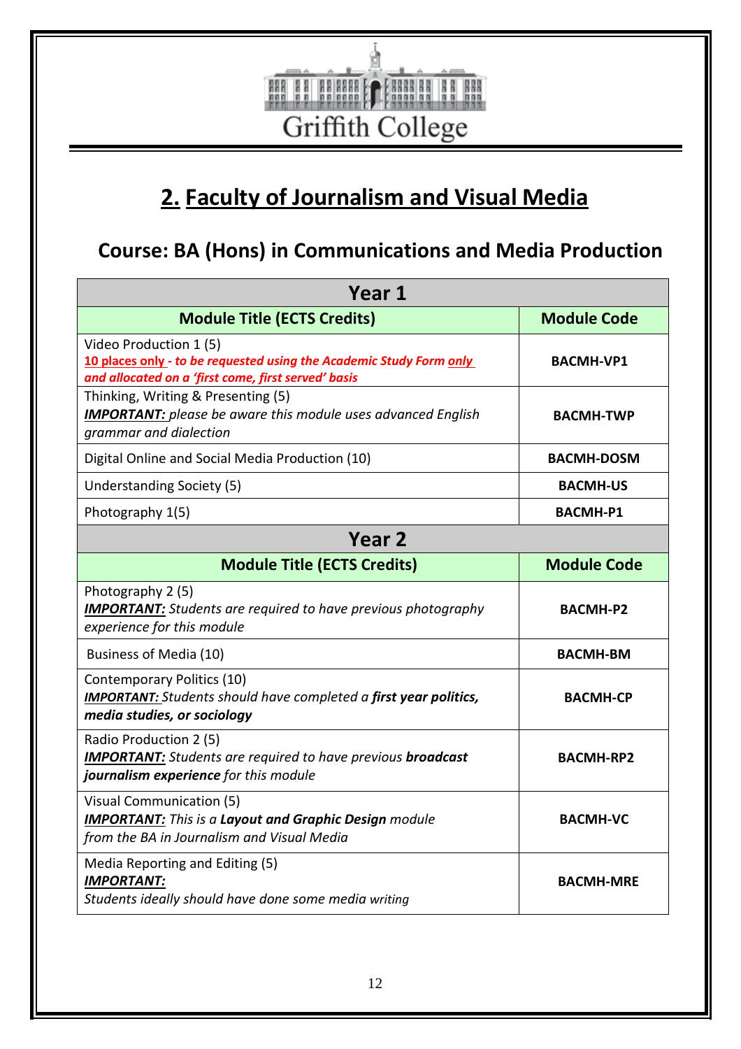Griffith College

## 2. Faculty of Journalism and Visual Media

### Course: BA (Hons) in Communications and Media Production

| Year 1 | |
|---|---|
| **Module Title (ECTS Credits)** | **Module Code** |
| Video Production 1 (5)<br>**10 places only** - ***to be requested using the Academic Study Form only and allocated on a 'first come, first served' basis*** | **BACMH-VP1** |
| Thinking, Writing & Presenting (5)<br>***IMPORTANT:*** *please be aware this module uses advanced English grammar and dialection* | **BACMH-TWP** |
| Digital Online and Social Media Production (10) | **BACMH-DOSM** |
| Understanding Society (5) | **BACMH-US** |
| Photography 1(5) | **BACMH-P1** |
| **Year 2** | |
| **Module Title (ECTS Credits)** | **Module Code** |
| Photography 2 (5)<br>***IMPORTANT:*** *Students are required to have previous photography experience for this module* | **BACMH-P2** |
| Business of Media (10) | **BACMH-BM** |
| Contemporary Politics (10)<br>***IMPORTANT:*** *Students should have completed a **first year politics, media studies, or sociology*** | **BACMH-CP** |
| Radio Production 2 (5)<br>***IMPORTANT:*** *Students are required to have previous **broadcast journalism experience** for this module* | **BACMH-RP2** |
| Visual Communication (5)<br>***IMPORTANT:*** *This is a **Layout and Graphic Design** module from the BA in Journalism and Visual Media* | **BACMH-VC** |
| Media Reporting and Editing (5)<br>***IMPORTANT:***<br>*Students ideally should have done some media writing* | **BACMH-MRE** |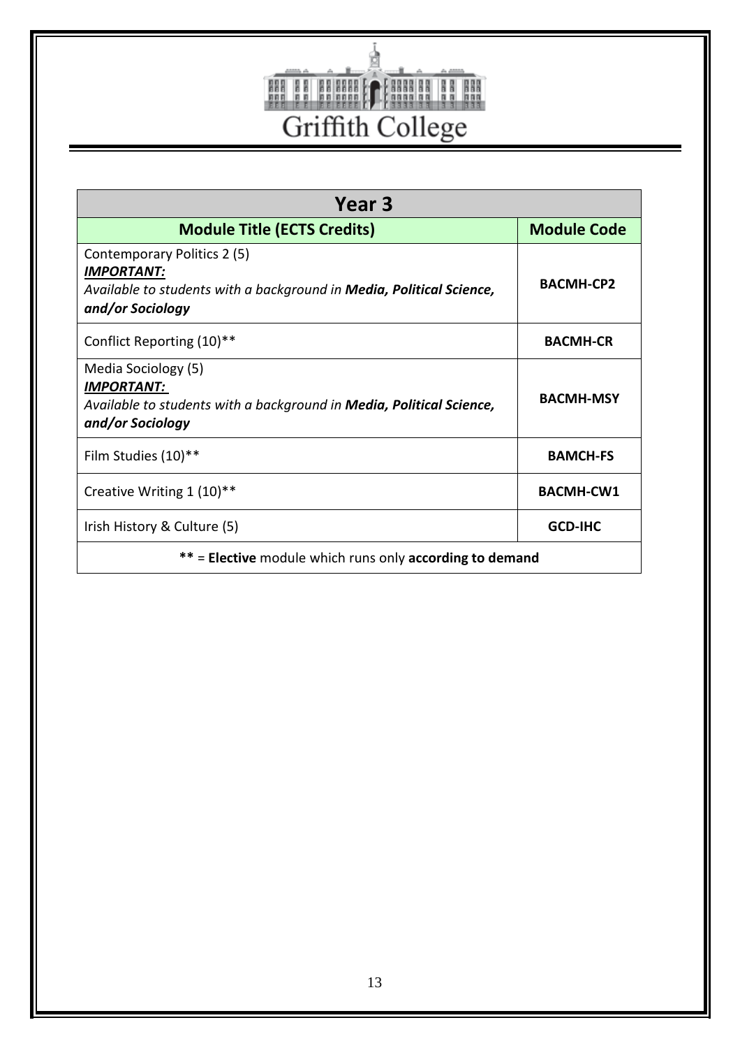Griffith College

| **Year 3** | |
|---|---|
| **Module Title (ECTS Credits)** | **Module Code** |
| Contemporary Politics 2 (5)<br>***IMPORTANT:***<br>*Available to students with a background in **Media, Political Science, and/or Sociology*** | **BACMH-CP2** |
| Conflict Reporting (10)** | **BACMH-CR** |
| Media Sociology (5)<br>***IMPORTANT:***<br>*Available to students with a background in **Media, Political Science, and/or Sociology*** | **BACMH-MSY** |
| Film Studies (10)** | **BAMCH-FS** |
| Creative Writing 1 (10)** | **BACMH-CW1** |
| Irish History & Culture (5) | **GCD-IHC** |
| **\*\*** = **Elective** module which runs only **according to demand** | |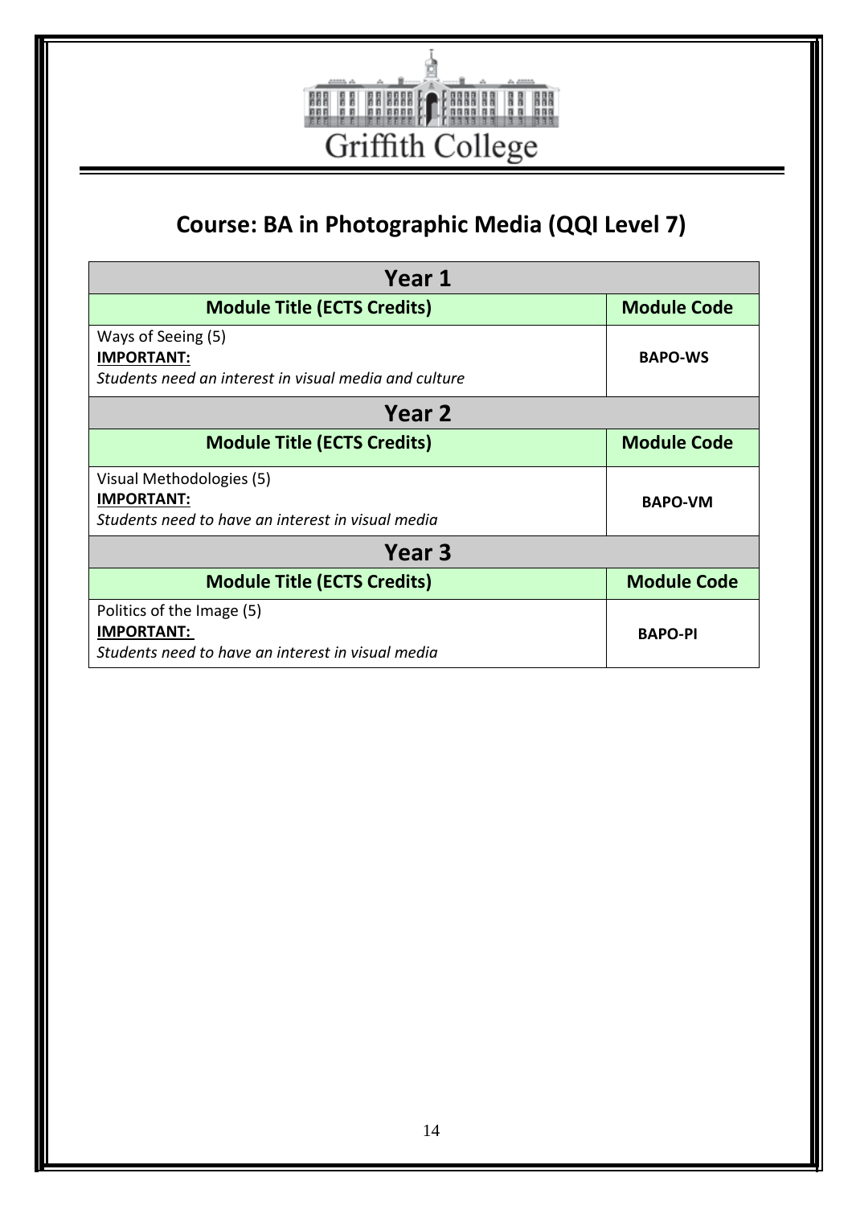Griffith College

## Course: BA in Photographic Media (QQI Level 7)

| Year 1 | |
|---|---|
| **Module Title (ECTS Credits)** | **Module Code** |
| Ways of Seeing (5)<br>**IMPORTANT:**<br>*Students need an interest in visual media and culture* | **BAPO-WS** |
| **Year 2** | |
| **Module Title (ECTS Credits)** | **Module Code** |
| Visual Methodologies (5)<br>**IMPORTANT:**<br>*Students need to have an interest in visual media* | **BAPO-VM** |
| **Year 3** | |
| **Module Title (ECTS Credits)** | **Module Code** |
| Politics of the Image (5)<br>**IMPORTANT:**<br>*Students need to have an interest in visual media* | **BAPO-PI** |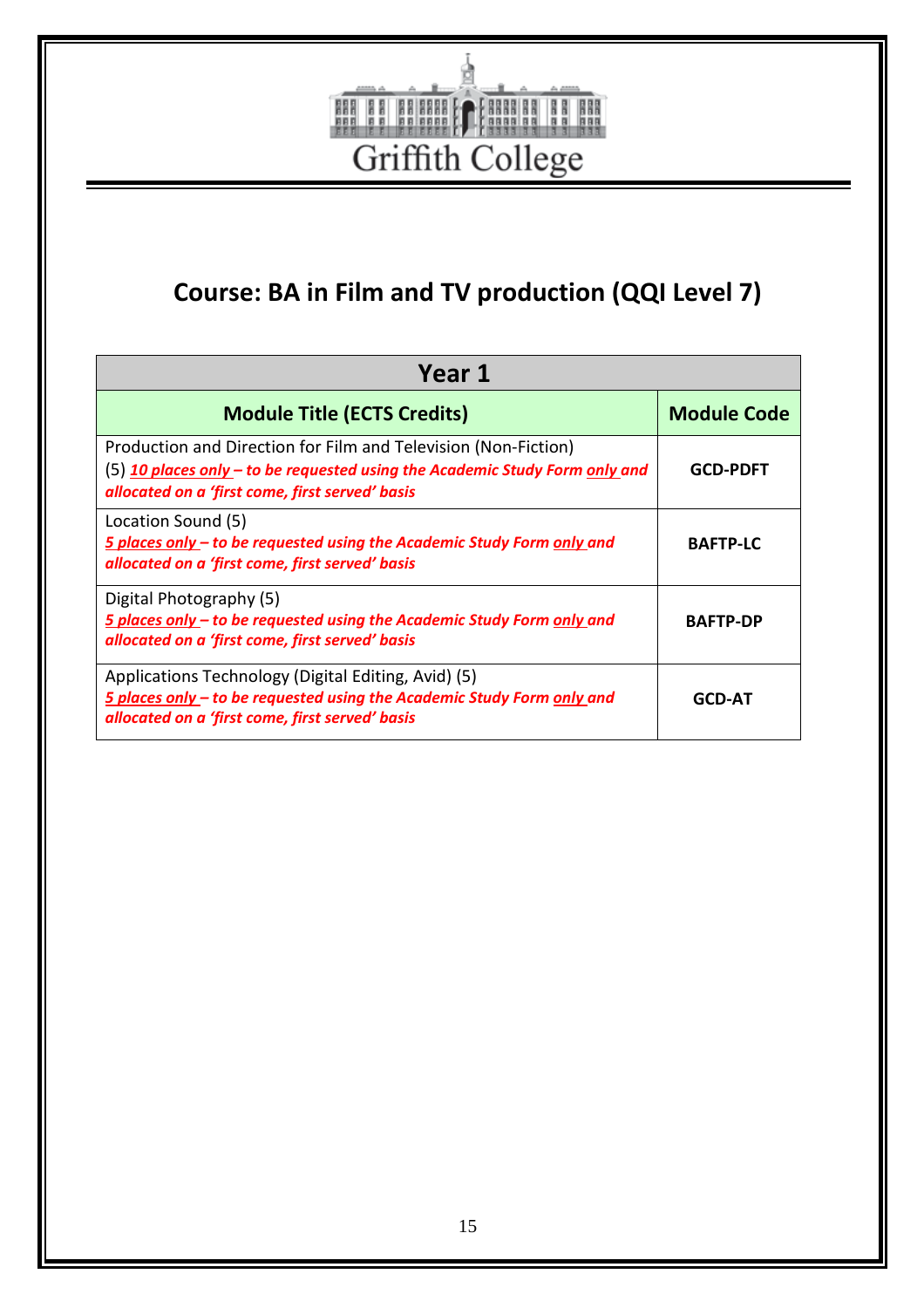Griffith College

## Course: BA in Film and TV production (QQI Level 7)

| Year 1 | |
|---|---|
| **Module Title (ECTS Credits)** | **Module Code** |
| Production and Direction for Film and Television (Non-Fiction) (5) ***10 places only – to be requested using the Academic Study Form only and allocated on a 'first come, first served' basis*** | **GCD-PDFT** |
| Location Sound (5) ***5 places only – to be requested using the Academic Study Form only and allocated on a 'first come, first served' basis*** | **BAFTP-LC** |
| Digital Photography (5) ***5 places only – to be requested using the Academic Study Form only and allocated on a 'first come, first served' basis*** | **BAFTP-DP** |
| Applications Technology (Digital Editing, Avid) (5) ***5 places only – to be requested using the Academic Study Form only and allocated on a 'first come, first served' basis*** | **GCD-AT** |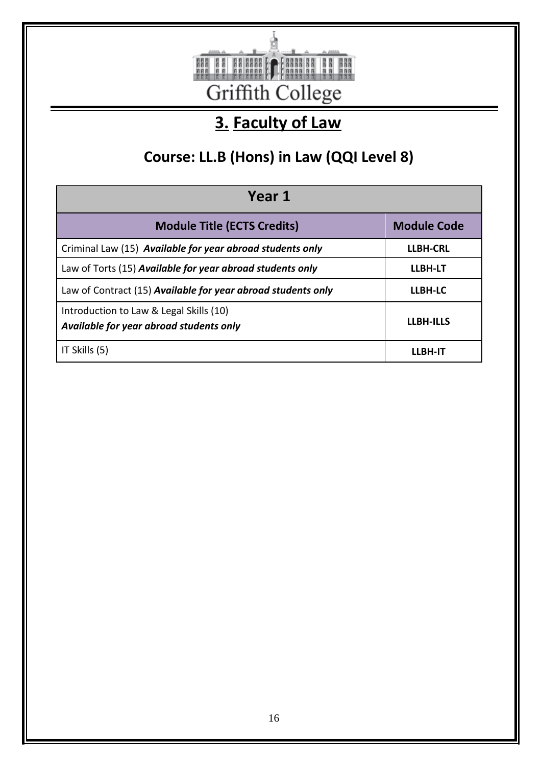Griffith College

# 3. Faculty of Law

## Course: LL.B (Hons) in Law (QQI Level 8)

| Year 1 | |
|---|---|
| **Module Title (ECTS Credits)** | **Module Code** |
| Criminal Law (15) ***Available for year abroad students only*** | **LLBH-CRL** |
| Law of Torts (15) ***Available for year abroad students only*** | **LLBH-LT** |
| Law of Contract (15) ***Available for year abroad students only*** | **LLBH-LC** |
| Introduction to Law & Legal Skills (10) ***Available for year abroad students only*** | **LLBH-ILLS** |
| IT Skills (5) | **LLBH-IT** |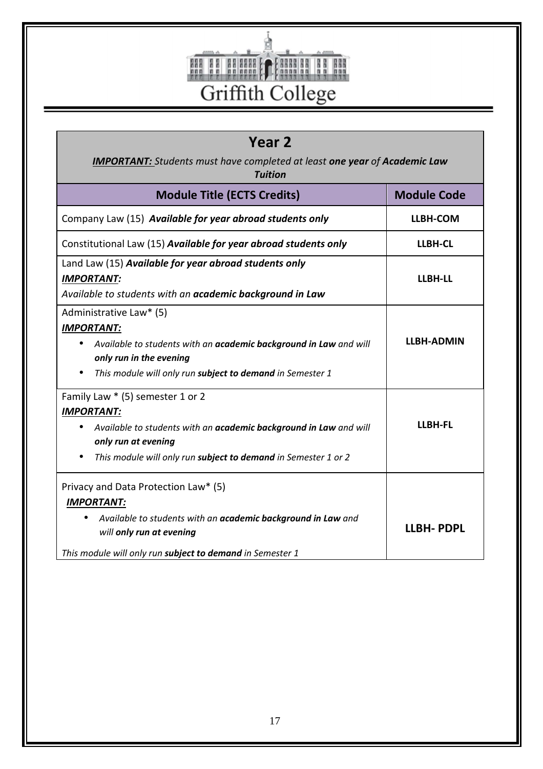## Year 2

***IMPORTANT:*** *Students must have completed at least **one year** of **Academic Law Tuition***

| Module Title (ECTS Credits) | Module Code |
|---|---|
| Company Law (15) ***Available for year abroad students only*** | **LLBH-COM** |
| Constitutional Law (15) ***Available for year abroad students only*** | **LLBH-CL** |
| Land Law (15) ***Available for year abroad students only*** <br> ***IMPORTANT:*** <br> *Available to students with an **academic background in Law*** | **LLBH-LL** |
| Administrative Law* (5) <br> ***IMPORTANT:*** <br> • *Available to students with an **academic background in Law** and will **only run in the evening*** <br> • *This module will only run **subject to demand** in Semester 1* | **LLBH-ADMIN** |
| Family Law * (5) semester 1 or 2 <br> ***IMPORTANT:*** <br> • *Available to students with an **academic background in Law** and will **only run at evening*** <br> • *This module will only run **subject to demand** in Semester 1 or 2* | **LLBH-FL** |
| Privacy and Data Protection Law* (5) <br> ***IMPORTANT:*** <br> • *Available to students with an **academic background in Law** and will **only run at evening*** <br> *This module will only run **subject to demand** in Semester 1* | **LLBH- PDPL** |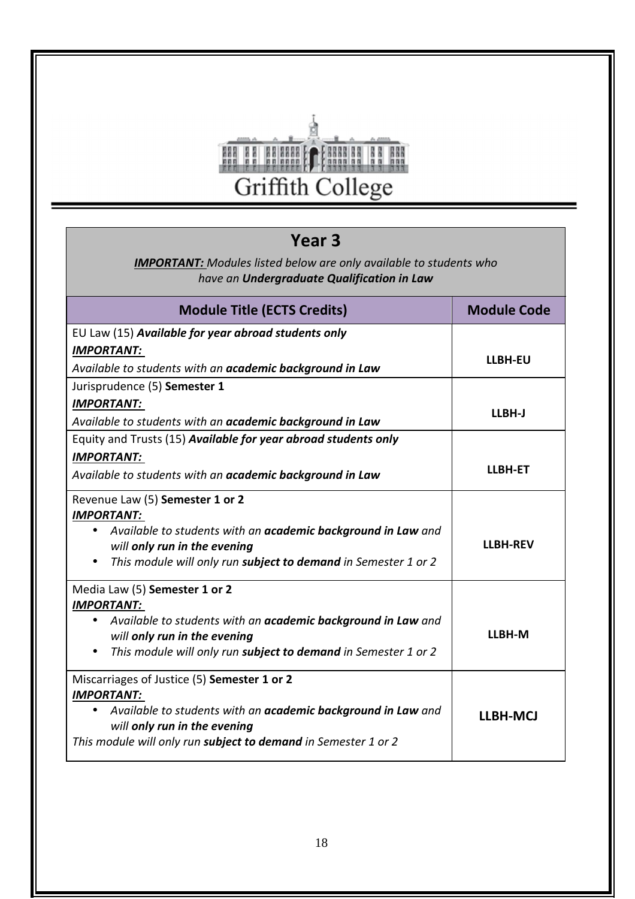Griffith College

## Year 3

***IMPORTANT:*** *Modules listed below are only available to students who have an **Undergraduate Qualification in Law***

| Module Title (ECTS Credits) | Module Code |
|---|---|
| EU Law (15) ***Available for year abroad students only***<br>***IMPORTANT:***<br>*Available to students with an **academic background in Law*** | **LLBH-EU** |
| Jurisprudence (5) **Semester 1**<br>***IMPORTANT:***<br>*Available to students with an **academic background in Law*** | **LLBH-J** |
| Equity and Trusts (15) ***Available for year abroad students only***<br>***IMPORTANT:***<br>*Available to students with an **academic background in Law*** | **LLBH-ET** |
| Revenue Law (5) **Semester 1 or 2**<br>***IMPORTANT:***<br>• *Available to students with an **academic background in Law** and will **only run in the evening***<br>• *This module will only run **subject to demand** in Semester 1 or 2* | **LLBH-REV** |
| Media Law (5) **Semester 1 or 2**<br>***IMPORTANT:***<br>• *Available to students with an **academic background in Law** and will **only run in the evening***<br>• *This module will only run **subject to demand** in Semester 1 or 2* | **LLBH-M** |
| Miscarriages of Justice (5) **Semester 1 or 2**<br>***IMPORTANT:***<br>• *Available to students with an **academic background in Law** and will **only run in the evening***<br>*This module will only run **subject to demand** in Semester 1 or 2* | **LLBH-MCJ** |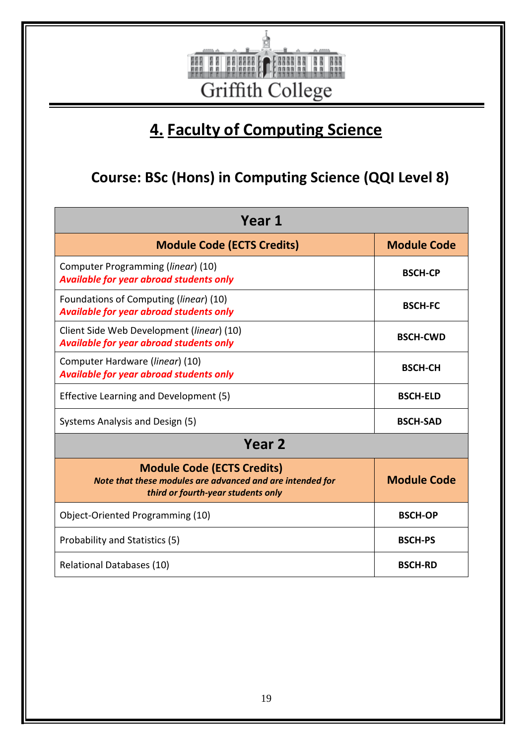Griffith College

# 4. Faculty of Computing Science

## Course: BSc (Hons) in Computing Science (QQI Level 8)

| Year 1 | |
|---|---|
| **Module Code (ECTS Credits)** | **Module Code** |
| Computer Programming (*linear*) (10) ***Available for year abroad students only*** | **BSCH-CP** |
| Foundations of Computing (*linear*) (10) ***Available for year abroad students only*** | **BSCH-FC** |
| Client Side Web Development (*linear*) (10) ***Available for year abroad students only*** | **BSCH-CWD** |
| Computer Hardware (*linear*) (10) ***Available for year abroad students only*** | **BSCH-CH** |
| Effective Learning and Development (5) | **BSCH-ELD** |
| Systems Analysis and Design (5) | **BSCH-SAD** |
| **Year 2** | |
| **Module Code (ECTS Credits)** ***Note that these modules are advanced and are intended for third or fourth-year students only*** | **Module Code** |
| Object-Oriented Programming (10) | **BSCH-OP** |
| Probability and Statistics (5) | **BSCH-PS** |
| Relational Databases (10) | **BSCH-RD** |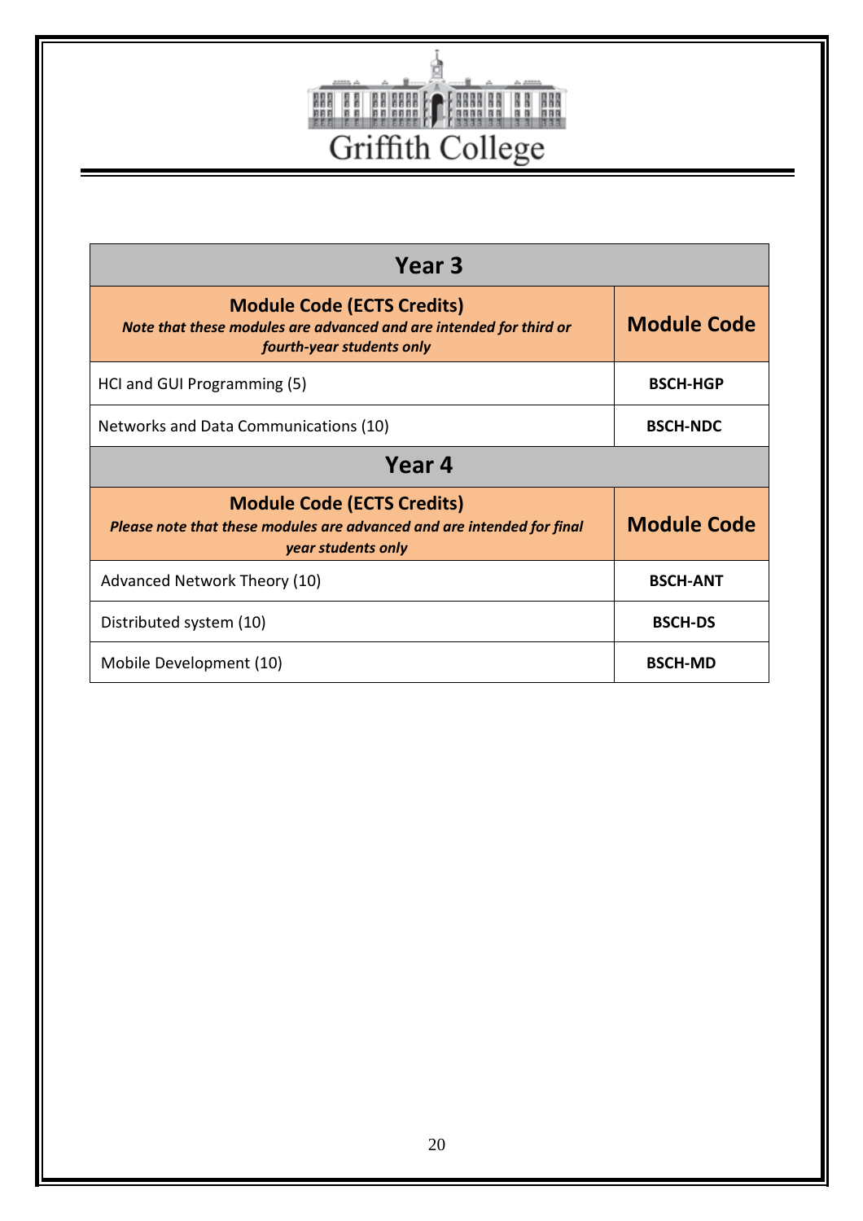| Year 3 | |
|---|---|
| **Module Code (ECTS Credits)**<br>***Note that these modules are advanced and are intended for third or fourth-year students only*** | **Module Code** |
| HCI and GUI Programming (5) | **BSCH-HGP** |
| Networks and Data Communications (10) | **BSCH-NDC** |
| **Year 4** | |
| **Module Code (ECTS Credits)**<br>***Please note that these modules are advanced and are intended for final year students only*** | **Module Code** |
| Advanced Network Theory (10) | **BSCH-ANT** |
| Distributed system (10) | **BSCH-DS** |
| Mobile Development (10) | **BSCH-MD** |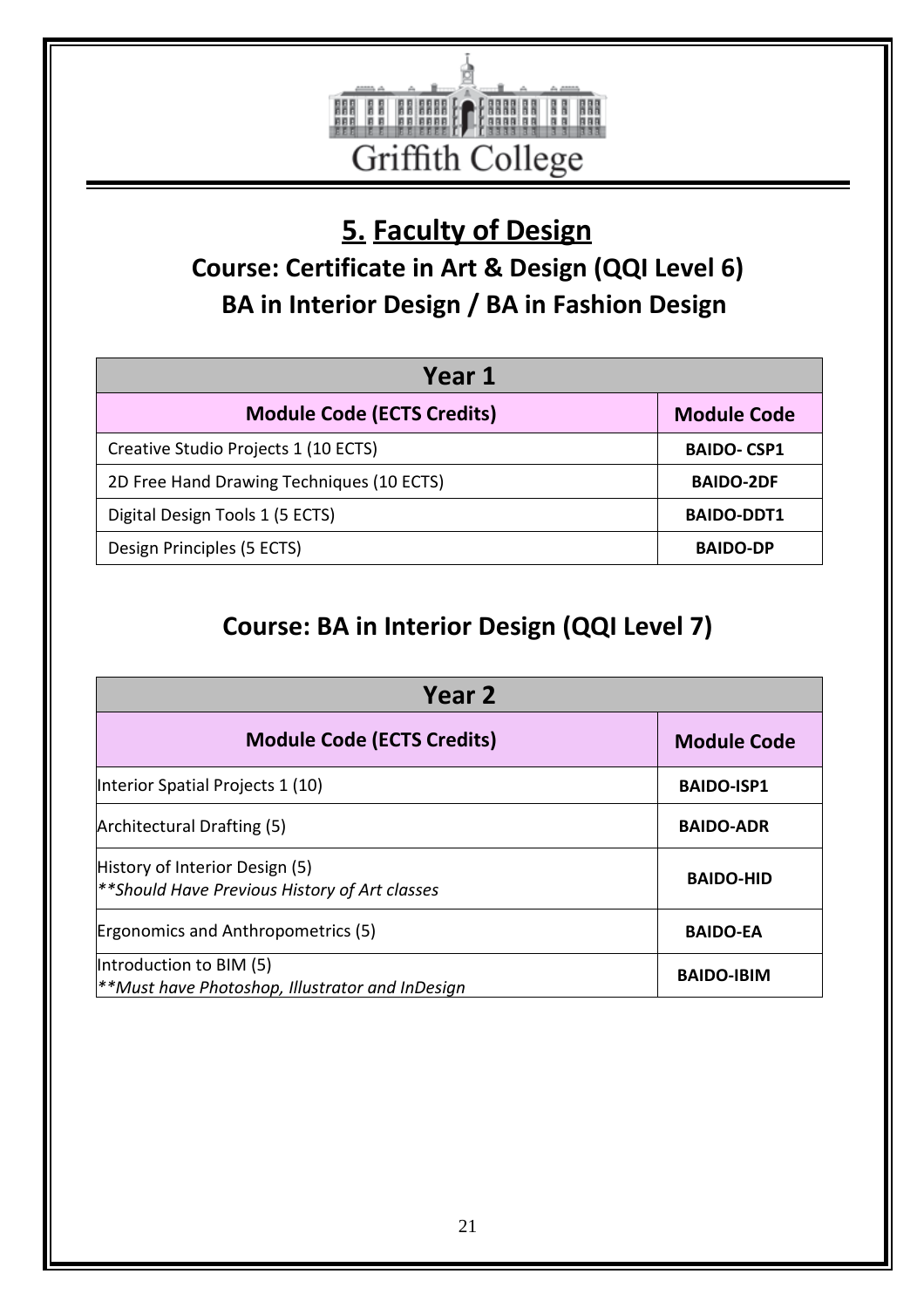Griffith College

# 5. Faculty of Design

## Course: Certificate in Art & Design (QQI Level 6) BA in Interior Design / BA in Fashion Design

| Year 1 | |
|---|---|
| **Module Code (ECTS Credits)** | **Module Code** |
| Creative Studio Projects 1 (10 ECTS) | **BAIDO- CSP1** |
| 2D Free Hand Drawing Techniques (10 ECTS) | **BAIDO-2DF** |
| Digital Design Tools 1 (5 ECTS) | **BAIDO-DDT1** |
| Design Principles (5 ECTS) | **BAIDO-DP** |

## Course: BA in Interior Design (QQI Level 7)

| Year 2 | |
|---|---|
| **Module Code (ECTS Credits)** | **Module Code** |
| Interior Spatial Projects 1 (10) | **BAIDO-ISP1** |
| Architectural Drafting (5) | **BAIDO-ADR** |
| History of Interior Design (5) *\*\*Should Have Previous History of Art classes* | **BAIDO-HID** |
| Ergonomics and Anthropometrics (5) | **BAIDO-EA** |
| Introduction to BIM (5) *\*\*Must have Photoshop, Illustrator and InDesign* | **BAIDO-IBIM** |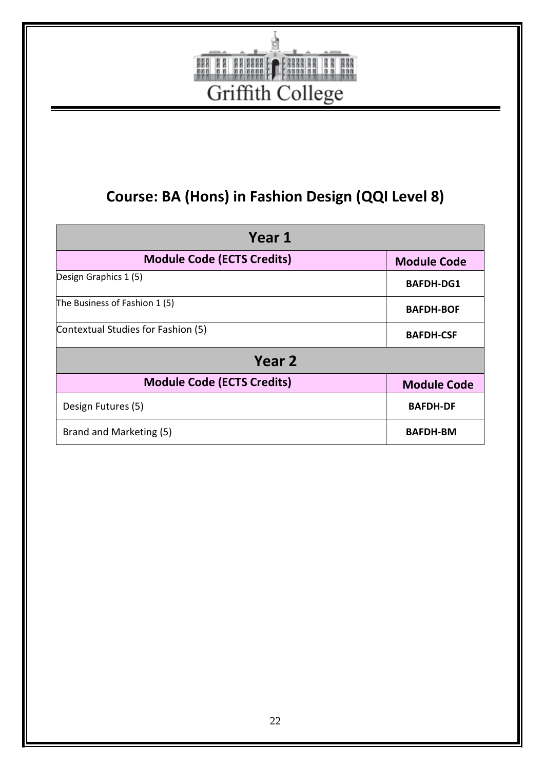Griffith College

## Course: BA (Hons) in Fashion Design (QQI Level 8)

| Year 1 | |
|---|---|
| **Module Code (ECTS Credits)** | **Module Code** |
| Design Graphics 1 (5) | **BAFDH-DG1** |
| The Business of Fashion 1 (5) | **BAFDH-BOF** |
| Contextual Studies for Fashion (5) | **BAFDH-CSF** |
| **Year 2** | |
| **Module Code (ECTS Credits)** | **Module Code** |
| Design Futures (5) | **BAFDH-DF** |
| Brand and Marketing (5) | **BAFDH-BM** |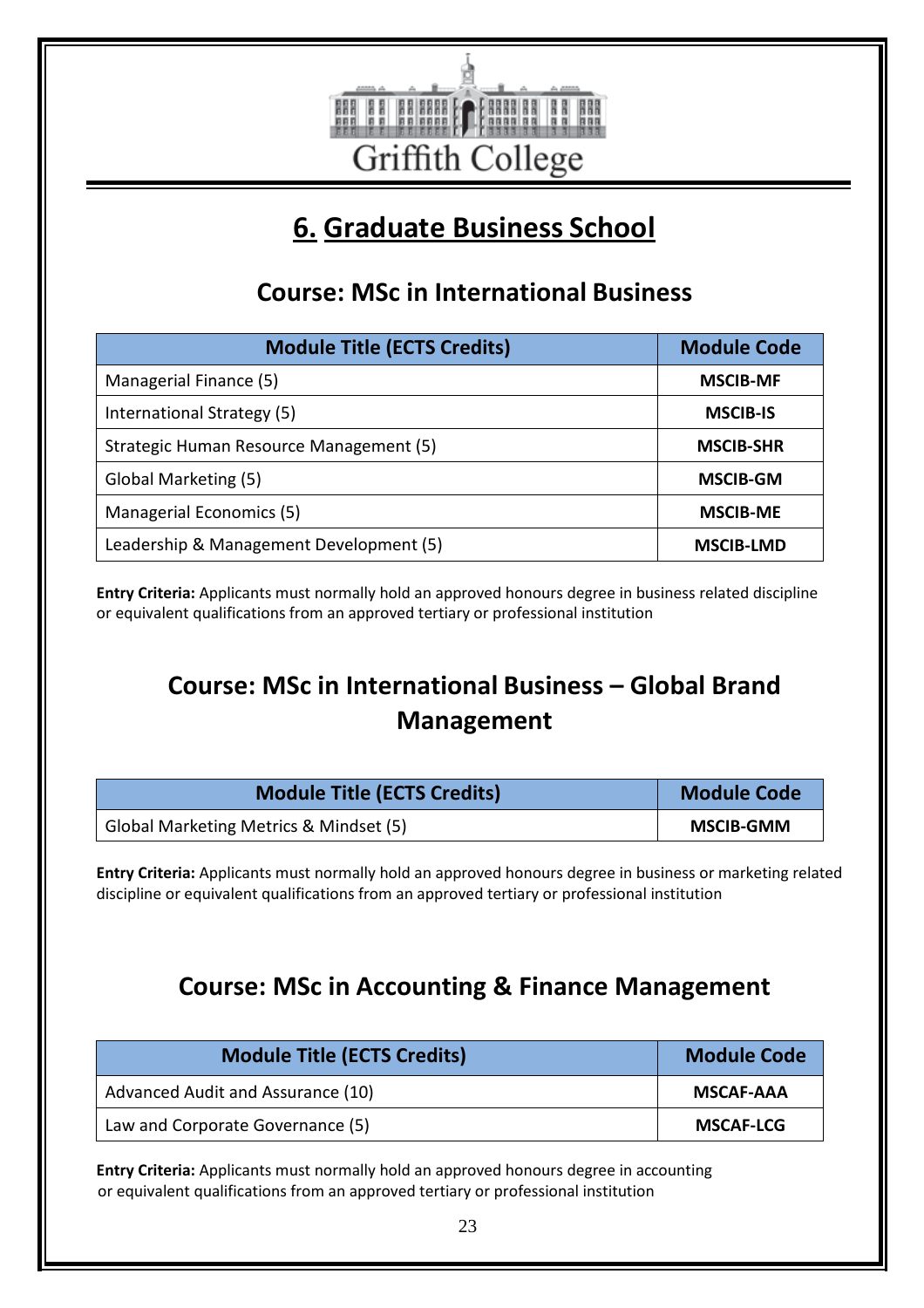Griffith College

# 6. Graduate Business School

## Course: MSc in International Business

| Module Title (ECTS Credits) | Module Code |
|---|---|
| Managerial Finance (5) | MSCIB-MF |
| International Strategy (5) | MSCIB-IS |
| Strategic Human Resource Management (5) | MSCIB-SHR |
| Global Marketing (5) | MSCIB-GM |
| Managerial Economics (5) | MSCIB-ME |
| Leadership & Management Development (5) | MSCIB-LMD |

**Entry Criteria:** Applicants must normally hold an approved honours degree in business related discipline or equivalent qualifications from an approved tertiary or professional institution

## Course: MSc in International Business – Global Brand Management

| Module Title (ECTS Credits) | Module Code |
|---|---|
| Global Marketing Metrics & Mindset (5) | MSCIB-GMM |

**Entry Criteria:** Applicants must normally hold an approved honours degree in business or marketing related discipline or equivalent qualifications from an approved tertiary or professional institution

## Course: MSc in Accounting & Finance Management

| Module Title (ECTS Credits) | Module Code |
|---|---|
| Advanced Audit and Assurance (10) | MSCAF-AAA |
| Law and Corporate Governance (5) | MSCAF-LCG |

**Entry Criteria:** Applicants must normally hold an approved honours degree in accounting or equivalent qualifications from an approved tertiary or professional institution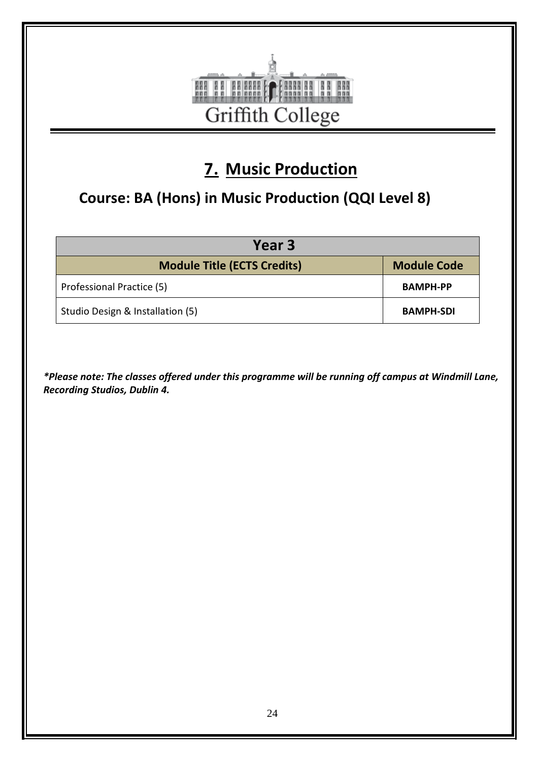Griffith College

# 7. Music Production

## Course: BA (Hons) in Music Production (QQI Level 8)

| Year 3 | |
|---|---|
| **Module Title (ECTS Credits)** | **Module Code** |
| Professional Practice (5) | **BAMPH-PP** |
| Studio Design & Installation (5) | **BAMPH-SDI** |

***Please note: The classes offered under this programme will be running off campus at Windmill Lane, Recording Studios, Dublin 4.***